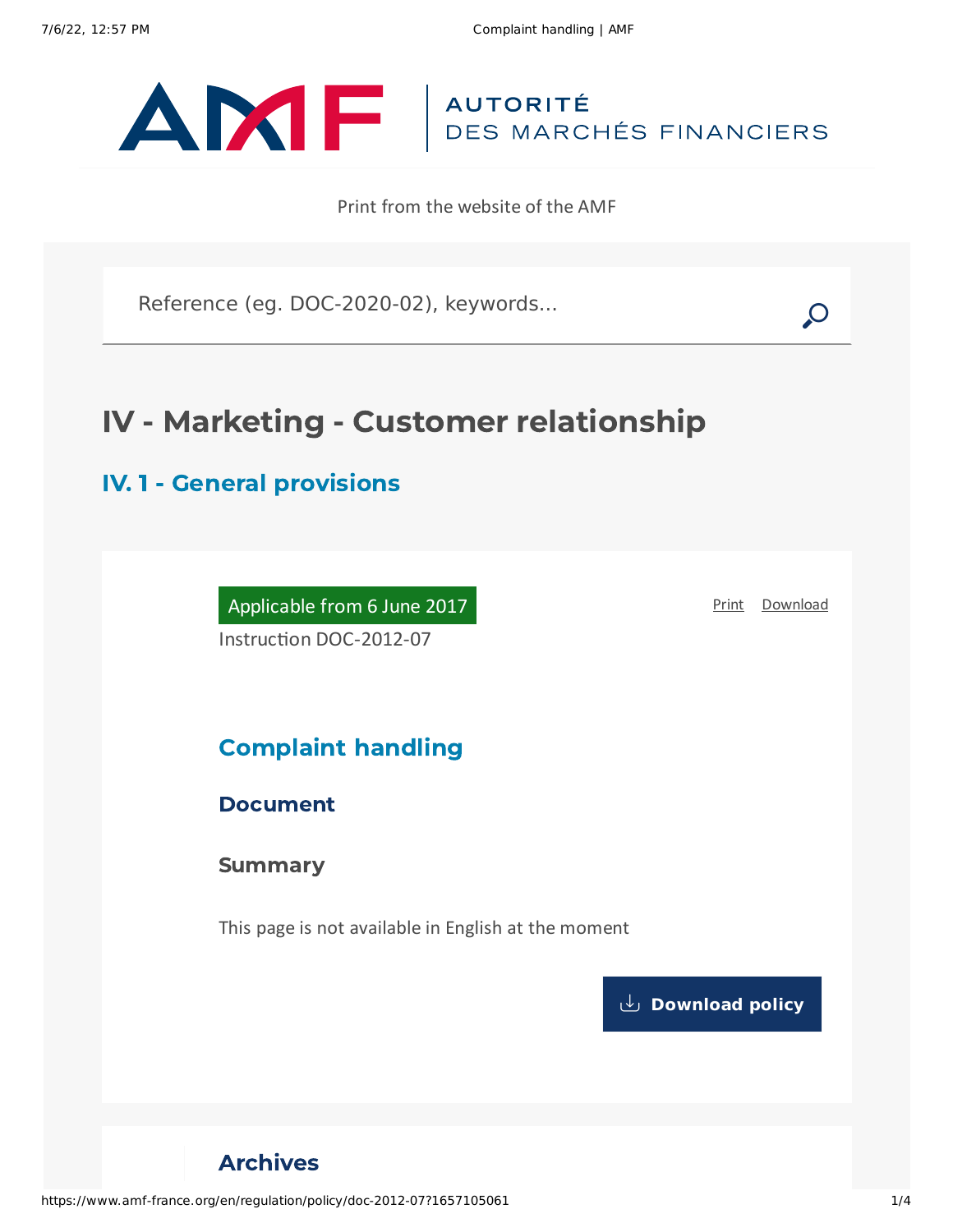AUTORITÉ DES MARCHÉS FINANCIERS

Print from the website of the AMF

Reference (eg. DOC-2020-02), keywords...

# IV - Marketing - Customer relationship

## IV. 1 - General provisions

Applicable from 6 June 2017

Instruction DOC-2012-07

Print Download

## Complaint handling

### Document

### Summary

This page is not available in English at the moment

Download policy

### Archives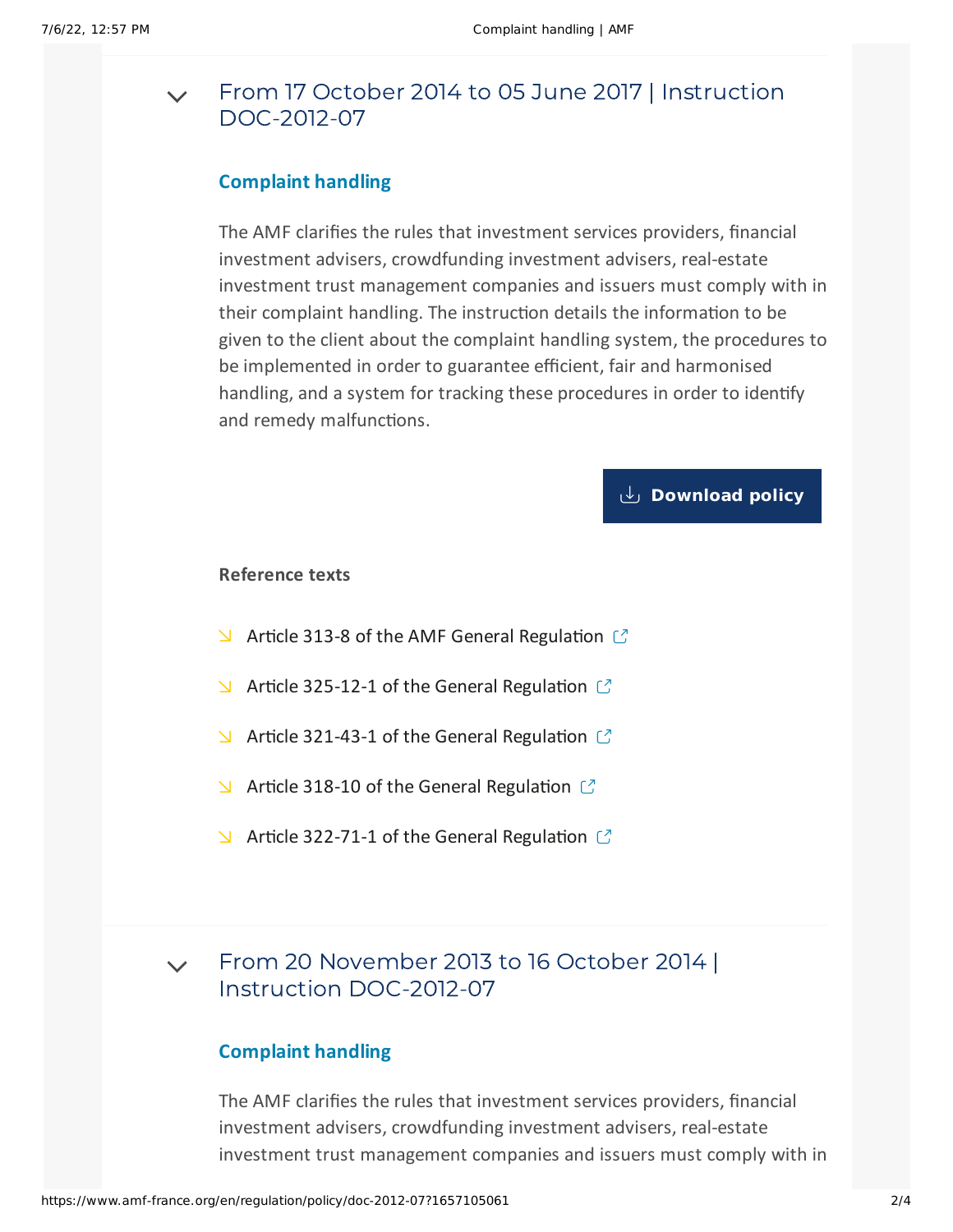## From 17 October 2014 to 05 June 2017 | Instruction DOC-2012-07

### Complaint handling

The AMF clarifies the rules that investment services providers, financial investment advisers, crowdfunding investment advisers, real-estate investment trust management companies and issuers must comply with in their complaint handling. The instruction details the information to be given to the client about the complaint handling system, the procedures to be implemented in order to guarantee efficient, fair and harmonised handling, and a system for tracking these procedures in order to identify and remedy malfunctions.

**Download policy**

**Reference texts**

- Article 313-8 of the AMF General Regulation
- Article 325-12-1 of the General Regulation
- Article 321-43-1 of the General Regulation
- Article 318-10 of the General Regulation
- Article 322-71-1 of the General Regulation

## From 20 November 2013 to 16 October 2014 | Instruction DOC-2012-07

### Complaint handling

The AMF clarifies the rules that investment services providers, financial investment advisers, crowdfunding investment advisers, real-estate investment trust management companies and issuers must comply with in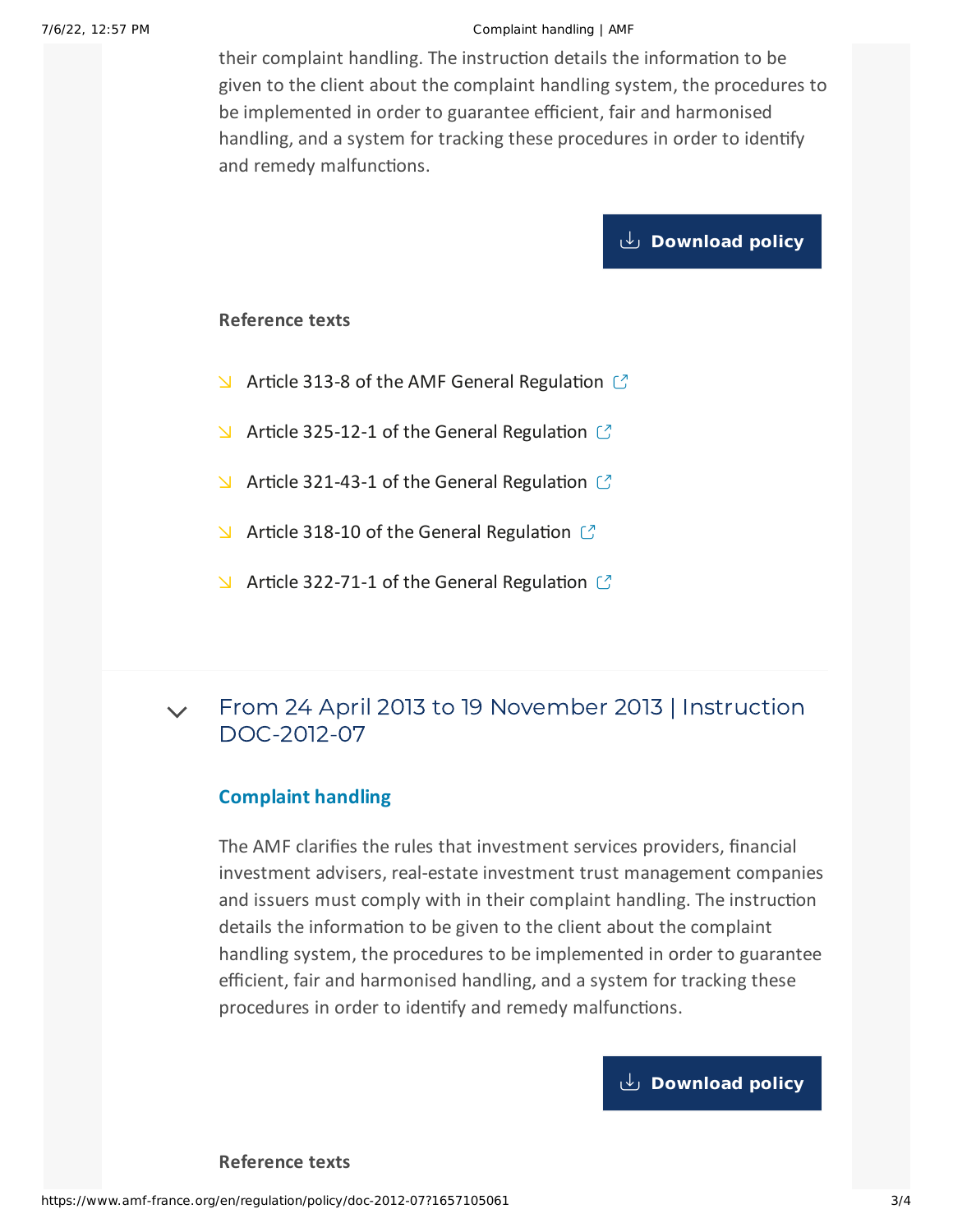their complaint handling. The instruction details the information to be given to the client about the complaint handling system, the procedures to be implemented in order to guarantee efficient, fair and harmonised handling, and a system for tracking these procedures in order to identify and remedy malfunctions.

Download policy

**Reference texts**

- Article 313-8 of the AMF General Regulation
- Article 325-12-1 of the General Regulation
- Article 321-43-1 of the General Regulation
- Article 318-10 of the General Regulation
- Article 322-71-1 of the General Regulation

## From 24 April 2013 to 19 November 2013 | Instruction DOC-2012-07

### Complaint handling

The AMF clarifies the rules that investment services providers, financial investment advisers, real-estate investment trust management companies and issuers must comply with in their complaint handling. The instruction details the information to be given to the client about the complaint handling system, the procedures to be implemented in order to guarantee efficient, fair and harmonised handling, and a system for tracking these procedures in order to identify and remedy malfunctions.

Download policy

**Reference texts**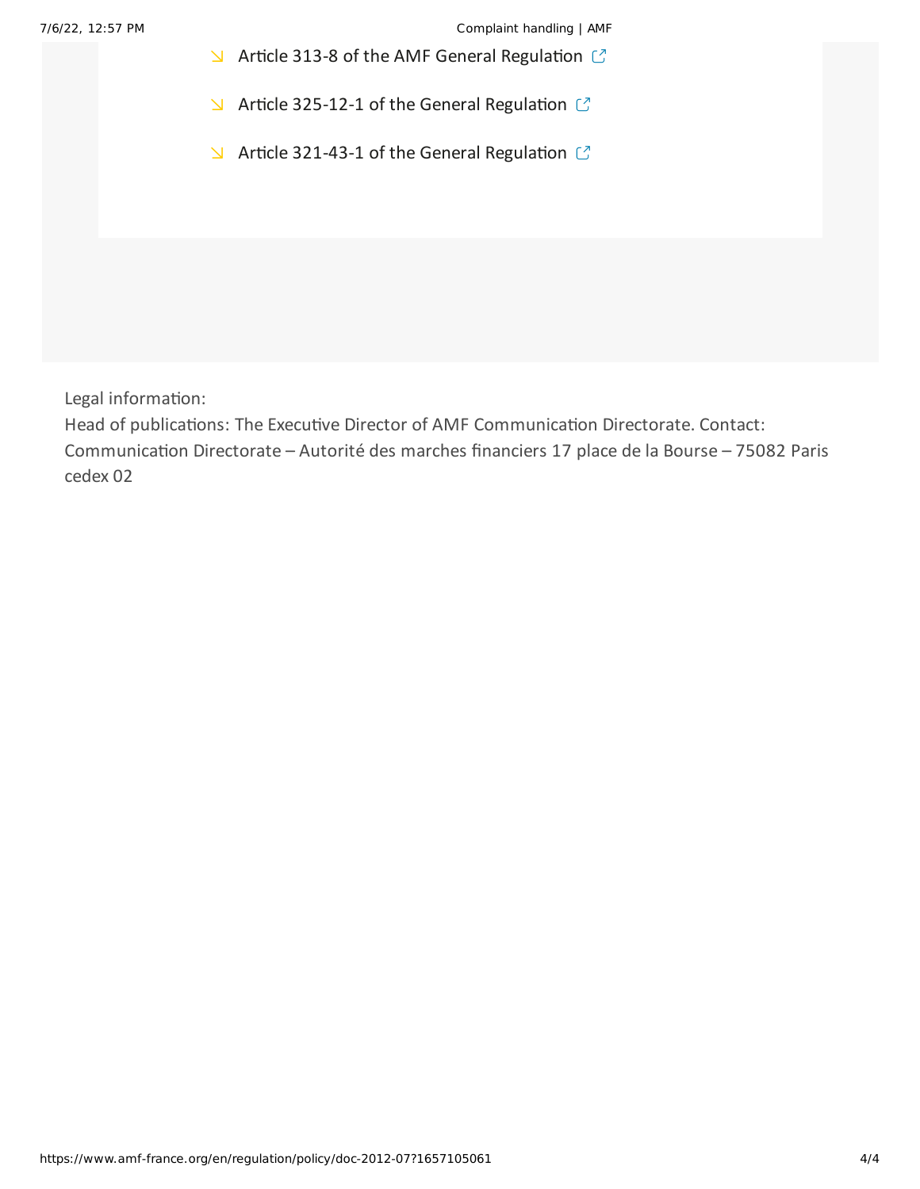- Article 313-8 of the AMF General Regulation
- Article 325-12-1 of the General Regulation
- Article 321-43-1 of the General Regulation

Legal information:
Head of publications: The Executive Director of AMF Communication Directorate. Contact: Communication Directorate – Autorité des marches financiers 17 place de la Bourse – 75082 Paris cedex 02